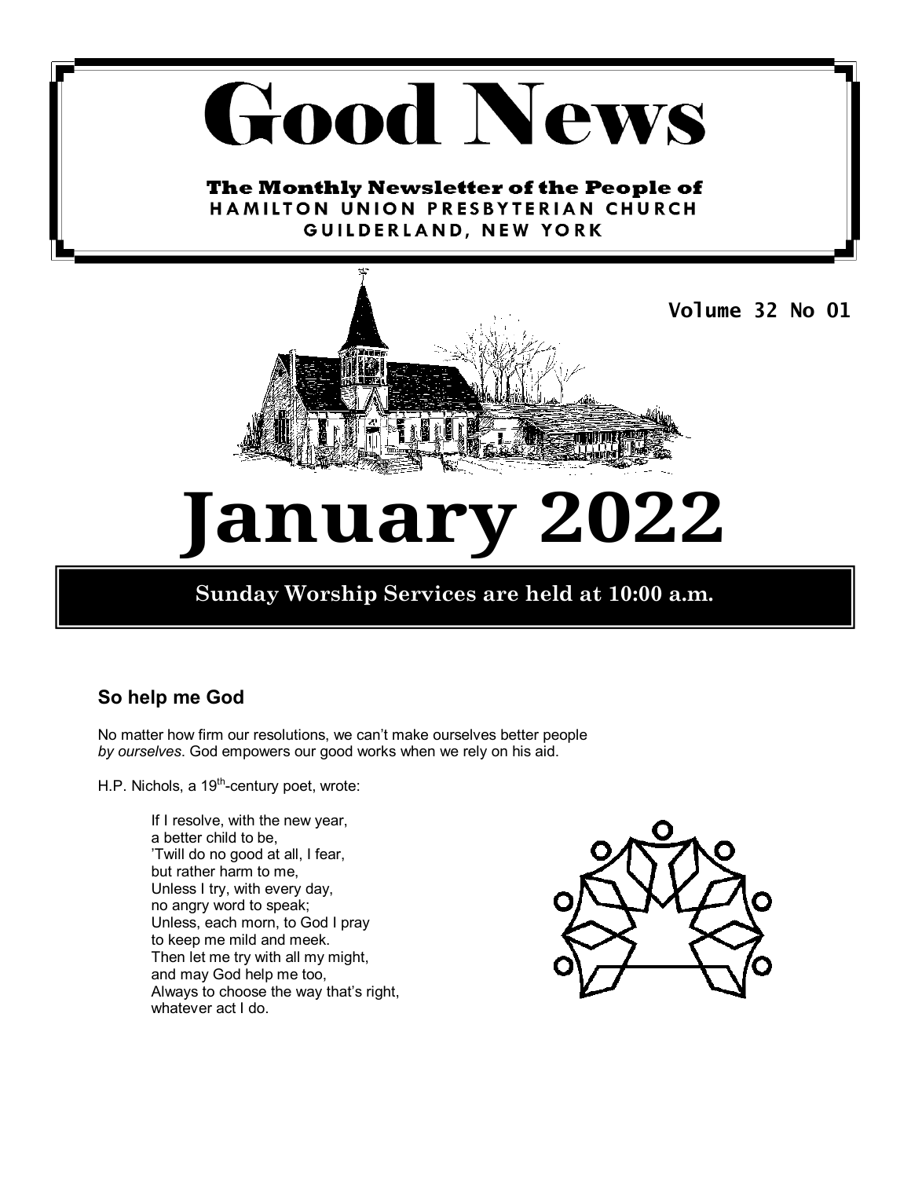# Good News

**The Monthly Newsletter of the People of**
**HAMILTON UNION PRESBYTERIAN CHURCH**
**GUILDERLAND, NEW YORK**

**Volume 32 No 01**

# January 2022

**Sunday Worship Services are held at 10:00 a.m.**

### So help me God

No matter how firm our resolutions, we can't make ourselves better people *by ourselves*. God empowers our good works when we rely on his aid.

H.P. Nichols, a 19th-century poet, wrote:

> If I resolve, with the new year,
> a better child to be,
> 'Twill do no good at all, I fear,
> but rather harm to me,
> Unless I try, with every day,
> no angry word to speak;
> Unless, each morn, to God I pray
> to keep me mild and meek.
> Then let me try with all my might,
> and may God help me too,
> Always to choose the way that's right,
> whatever act I do.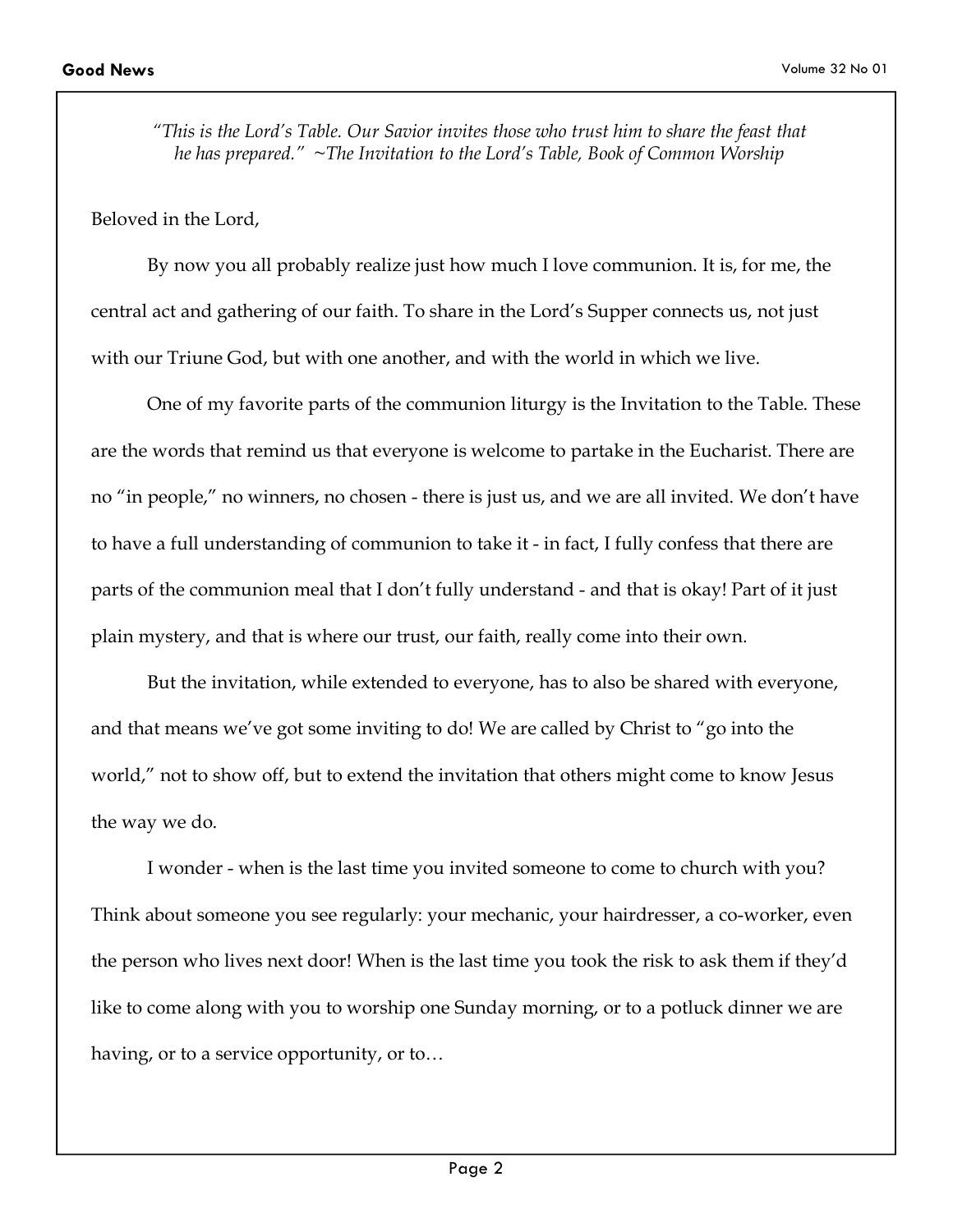*"This is the Lord's Table. Our Savior invites those who trust him to share the feast that he has prepared." ~The Invitation to the Lord's Table, Book of Common Worship*

Beloved in the Lord,

By now you all probably realize just how much I love communion. It is, for me, the central act and gathering of our faith. To share in the Lord's Supper connects us, not just with our Triune God, but with one another, and with the world in which we live.

One of my favorite parts of the communion liturgy is the Invitation to the Table. These are the words that remind us that everyone is welcome to partake in the Eucharist. There are no "in people," no winners, no chosen - there is just us, and we are all invited. We don't have to have a full understanding of communion to take it - in fact, I fully confess that there are parts of the communion meal that I don't fully understand - and that is okay! Part of it just plain mystery, and that is where our trust, our faith, really come into their own.

But the invitation, while extended to everyone, has to also be shared with everyone, and that means we've got some inviting to do! We are called by Christ to "go into the world," not to show off, but to extend the invitation that others might come to know Jesus the way we do.

I wonder - when is the last time you invited someone to come to church with you? Think about someone you see regularly: your mechanic, your hairdresser, a co-worker, even the person who lives next door! When is the last time you took the risk to ask them if they'd like to come along with you to worship one Sunday morning, or to a potluck dinner we are having, or to a service opportunity, or to…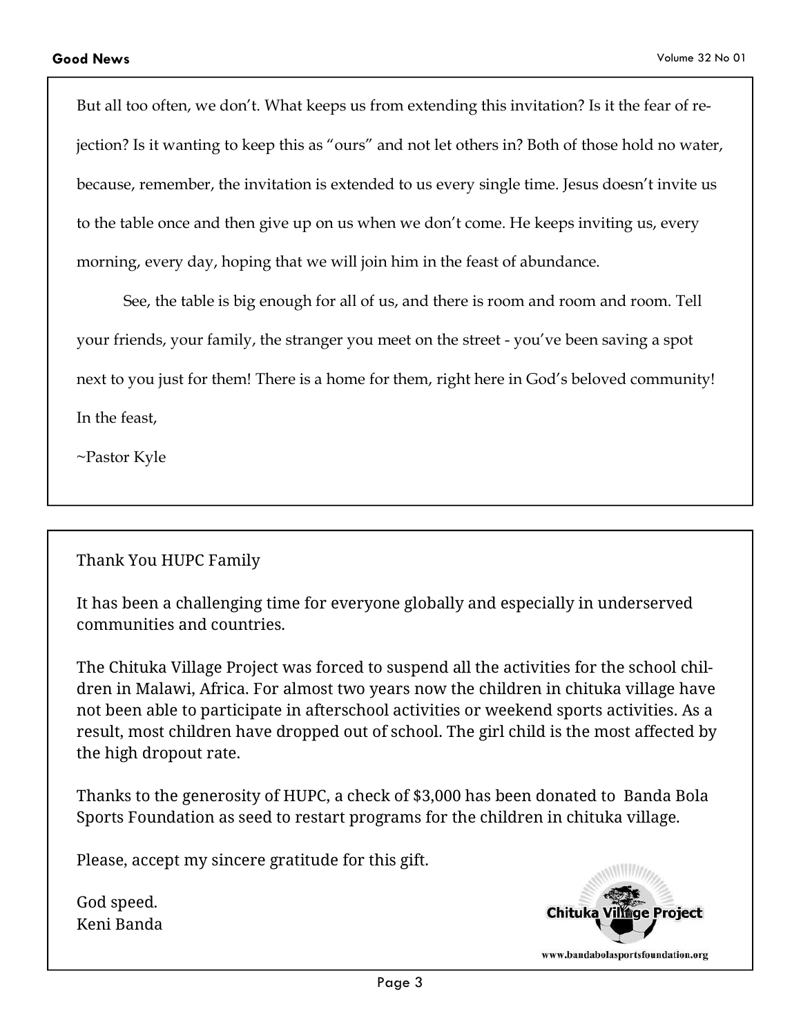But all too often, we don't. What keeps us from extending this invitation? Is it the fear of rejection? Is it wanting to keep this as "ours" and not let others in? Both of those hold no water, because, remember, the invitation is extended to us every single time. Jesus doesn't invite us to the table once and then give up on us when we don't come. He keeps inviting us, every morning, every day, hoping that we will join him in the feast of abundance.

See, the table is big enough for all of us, and there is room and room and room. Tell your friends, your family, the stranger you meet on the street - you've been saving a spot next to you just for them! There is a home for them, right here in God's beloved community!

In the feast,

~Pastor Kyle

Thank You HUPC Family

It has been a challenging time for everyone globally and especially in underserved communities and countries.

The Chituka Village Project was forced to suspend all the activities for the school children in Malawi, Africa. For almost two years now the children in chituka village have not been able to participate in afterschool activities or weekend sports activities. As a result, most children have dropped out of school. The girl child is the most affected by the high dropout rate.

Thanks to the generosity of HUPC, a check of $3,000 has been donated to Banda Bola Sports Foundation as seed to restart programs for the children in chituka village.

Please, accept my sincere gratitude for this gift.

God speed.
Keni Banda

Chituka Village Project

www.bandabolasportsfoundation.org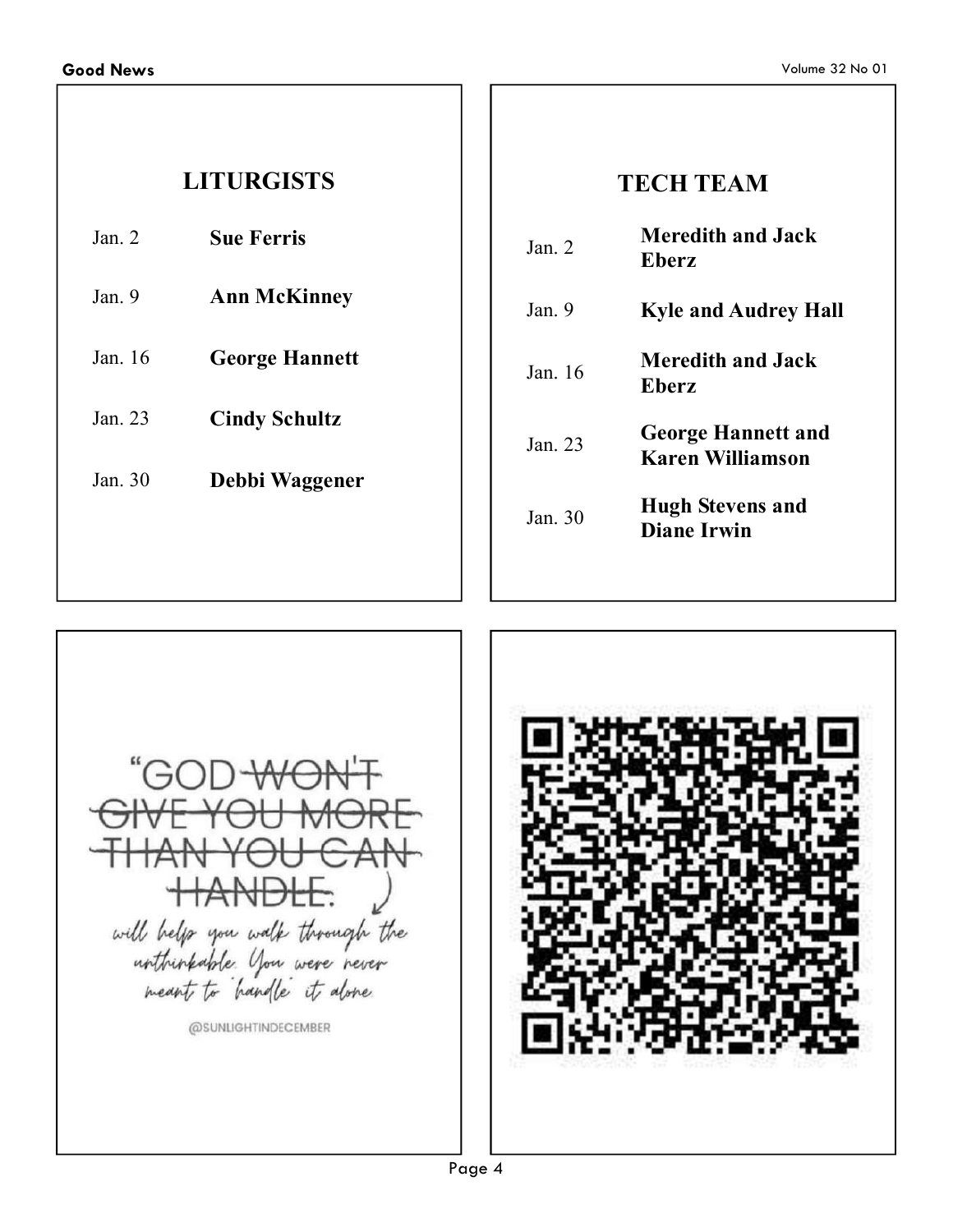## LITURGISTS

| Date | Liturgist |
|---|---|
| Jan. 2 | **Sue Ferris** |
| Jan. 9 | **Ann McKinney** |
| Jan. 16 | **George Hannett** |
| Jan. 23 | **Cindy Schultz** |
| Jan. 30 | **Debbi Waggener** |

## TECH TEAM

| Date | Tech Team |
|---|---|
| Jan. 2 | **Meredith and Jack Eberz** |
| Jan. 9 | **Kyle and Audrey Hall** |
| Jan. 16 | **Meredith and Jack Eberz** |
| Jan. 23 | **George Hannett and Karen Williamson** |
| Jan. 30 | **Hugh Stevens and Diane Irwin** |

"GOD ~~WON'T GIVE YOU MORE THAN YOU CAN HANDLE.~~ will help you walk through the unthinkable. You were never meant to 'handle' it alone.

@SUNLIGHTINDECEMBER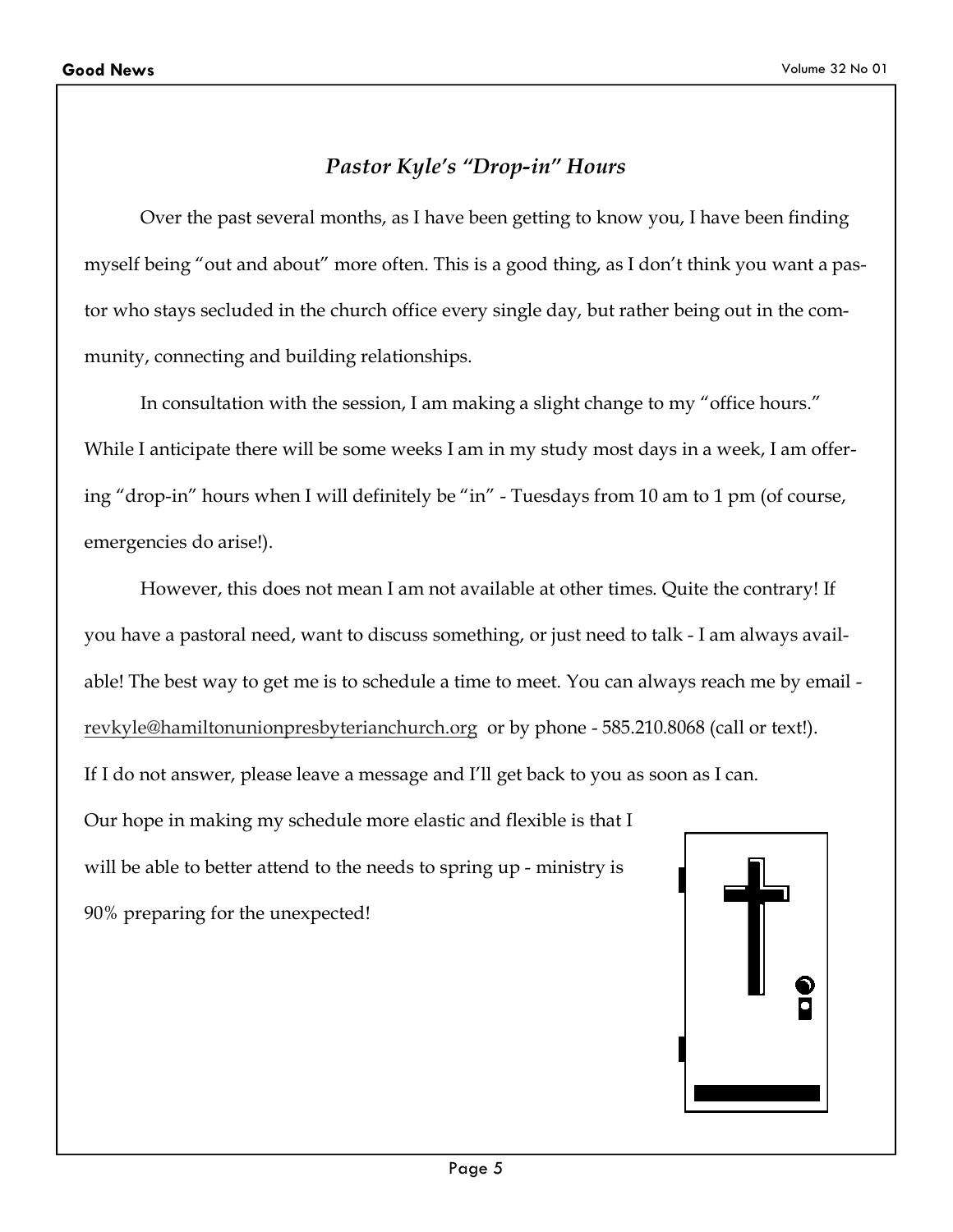## *Pastor Kyle's "Drop-in" Hours*

Over the past several months, as I have been getting to know you, I have been finding myself being "out and about" more often. This is a good thing, as I don't think you want a pastor who stays secluded in the church office every single day, but rather being out in the community, connecting and building relationships.

In consultation with the session, I am making a slight change to my "office hours." While I anticipate there will be some weeks I am in my study most days in a week, I am offering "drop-in" hours when I will definitely be "in" - Tuesdays from 10 am to 1 pm (of course, emergencies do arise!).

However, this does not mean I am not available at other times. Quite the contrary! If you have a pastoral need, want to discuss something, or just need to talk - I am always available! The best way to get me is to schedule a time to meet. You can always reach me by email - revkyle@hamiltonunionpresbyterianchurch.org or by phone - 585.210.8068 (call or text!). If I do not answer, please leave a message and I'll get back to you as soon as I can.

Our hope in making my schedule more elastic and flexible is that I will be able to better attend to the needs to spring up - ministry is 90% preparing for the unexpected!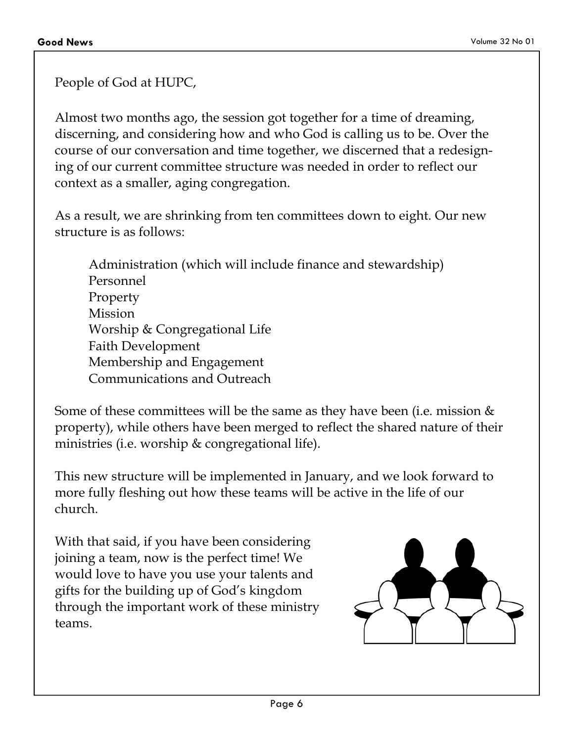People of God at HUPC,

Almost two months ago, the session got together for a time of dreaming, discerning, and considering how and who God is calling us to be. Over the course of our conversation and time together, we discerned that a redesigning of our current committee structure was needed in order to reflect our context as a smaller, aging congregation.

As a result, we are shrinking from ten committees down to eight. Our new structure is as follows:

- Administration (which will include finance and stewardship)
- Personnel
- Property
- Mission
- Worship & Congregational Life
- Faith Development
- Membership and Engagement
- Communications and Outreach

Some of these committees will be the same as they have been (i.e. mission & property), while others have been merged to reflect the shared nature of their ministries (i.e. worship & congregational life).

This new structure will be implemented in January, and we look forward to more fully fleshing out how these teams will be active in the life of our church.

With that said, if you have been considering joining a team, now is the perfect time! We would love to have you use your talents and gifts for the building up of God's kingdom through the important work of these ministry teams.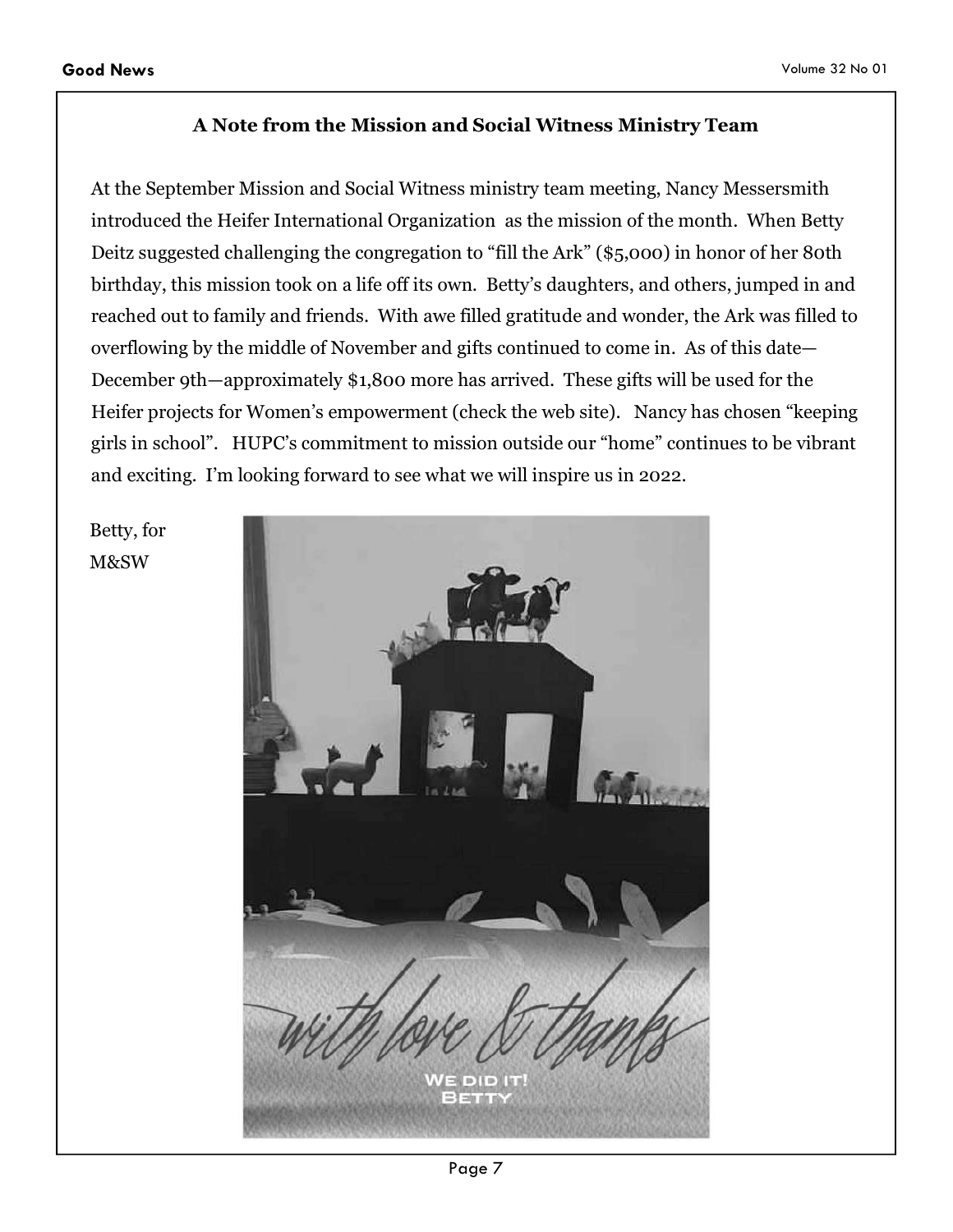### A Note from the Mission and Social Witness Ministry Team

At the September Mission and Social Witness ministry team meeting, Nancy Messersmith introduced the Heifer International Organization as the mission of the month. When Betty Deitz suggested challenging the congregation to "fill the Ark" ($5,000) in honor of her 80th birthday, this mission took on a life off its own. Betty's daughters, and others, jumped in and reached out to family and friends. With awe filled gratitude and wonder, the Ark was filled to overflowing by the middle of November and gifts continued to come in. As of this date—December 9th—approximately $1,800 more has arrived. These gifts will be used for the Heifer projects for Women's empowerment (check the web site). Nancy has chosen "keeping girls in school". HUPC's commitment to mission outside our "home" continues to be vibrant and exciting. I'm looking forward to see what we will inspire us in 2022.

Betty, for
M&SW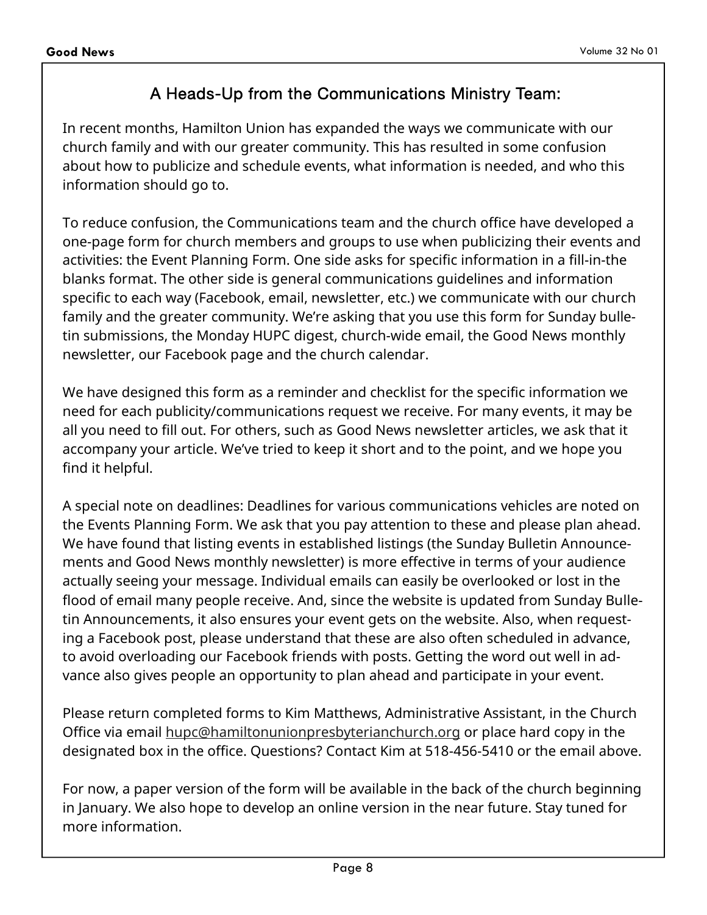## A Heads-Up from the Communications Ministry Team:

In recent months, Hamilton Union has expanded the ways we communicate with our church family and with our greater community. This has resulted in some confusion about how to publicize and schedule events, what information is needed, and who this information should go to.

To reduce confusion, the Communications team and the church office have developed a one-page form for church members and groups to use when publicizing their events and activities: the Event Planning Form. One side asks for specific information in a fill-in-the blanks format. The other side is general communications guidelines and information specific to each way (Facebook, email, newsletter, etc.) we communicate with our church family and the greater community. We're asking that you use this form for Sunday bulletin submissions, the Monday HUPC digest, church-wide email, the Good News monthly newsletter, our Facebook page and the church calendar.

We have designed this form as a reminder and checklist for the specific information we need for each publicity/communications request we receive. For many events, it may be all you need to fill out. For others, such as Good News newsletter articles, we ask that it accompany your article. We've tried to keep it short and to the point, and we hope you find it helpful.

A special note on deadlines: Deadlines for various communications vehicles are noted on the Events Planning Form. We ask that you pay attention to these and please plan ahead. We have found that listing events in established listings (the Sunday Bulletin Announcements and Good News monthly newsletter) is more effective in terms of your audience actually seeing your message. Individual emails can easily be overlooked or lost in the flood of email many people receive. And, since the website is updated from Sunday Bulletin Announcements, it also ensures your event gets on the website. Also, when requesting a Facebook post, please understand that these are also often scheduled in advance, to avoid overloading our Facebook friends with posts. Getting the word out well in advance also gives people an opportunity to plan ahead and participate in your event.

Please return completed forms to Kim Matthews, Administrative Assistant, in the Church Office via email hupc@hamiltonunionpresbyterianchurch.org or place hard copy in the designated box in the office. Questions? Contact Kim at 518-456-5410 or the email above.

For now, a paper version of the form will be available in the back of the church beginning in January. We also hope to develop an online version in the near future. Stay tuned for more information.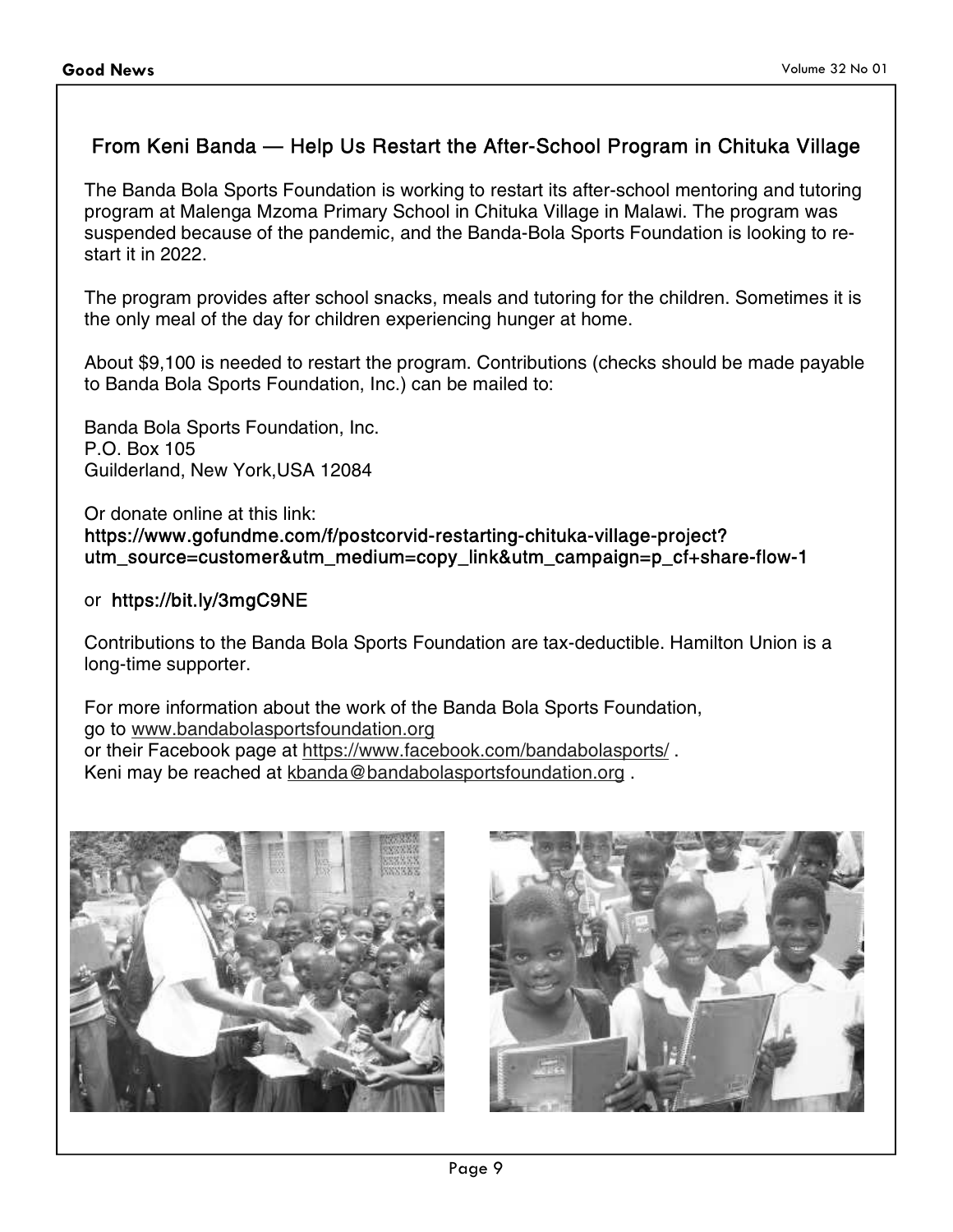## From Keni Banda — Help Us Restart the After-School Program in Chituka Village

The Banda Bola Sports Foundation is working to restart its after-school mentoring and tutoring program at Malenga Mzoma Primary School in Chituka Village in Malawi. The program was suspended because of the pandemic, and the Banda-Bola Sports Foundation is looking to re-start it in 2022.

The program provides after school snacks, meals and tutoring for the children. Sometimes it is the only meal of the day for children experiencing hunger at home.

About $9,100 is needed to restart the program. Contributions (checks should be made payable to Banda Bola Sports Foundation, Inc.) can be mailed to:

Banda Bola Sports Foundation, Inc.
P.O. Box 105
Guilderland, New York,USA 12084

Or donate online at this link:
**https://www.gofundme.com/f/postcorvid-restarting-chituka-village-project?utm_source=customer&utm_medium=copy_link&utm_campaign=p_cf+share-flow-1**

or **https://bit.ly/3mgC9NE**

Contributions to the Banda Bola Sports Foundation are tax-deductible. Hamilton Union is a long-time supporter.

For more information about the work of the Banda Bola Sports Foundation,
go to www.bandabolasportsfoundation.org
or their Facebook page at https://www.facebook.com/bandabolasports/ .
Keni may be reached at kbanda@bandabolasportsfoundation.org .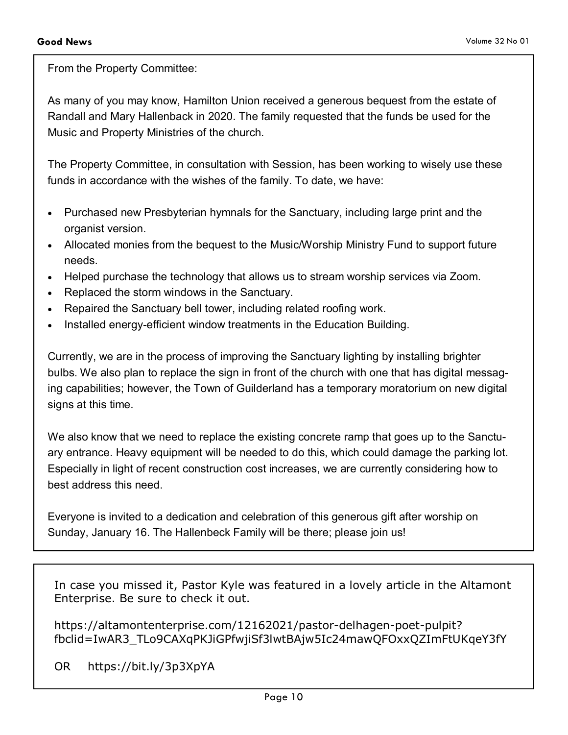From the Property Committee:

As many of you may know, Hamilton Union received a generous bequest from the estate of Randall and Mary Hallenback in 2020. The family requested that the funds be used for the Music and Property Ministries of the church.

The Property Committee, in consultation with Session, has been working to wisely use these funds in accordance with the wishes of the family. To date, we have:

- Purchased new Presbyterian hymnals for the Sanctuary, including large print and the organist version.
- Allocated monies from the bequest to the Music/Worship Ministry Fund to support future needs.
- Helped purchase the technology that allows us to stream worship services via Zoom.
- Replaced the storm windows in the Sanctuary.
- Repaired the Sanctuary bell tower, including related roofing work.
- Installed energy-efficient window treatments in the Education Building.

Currently, we are in the process of improving the Sanctuary lighting by installing brighter bulbs. We also plan to replace the sign in front of the church with one that has digital messaging capabilities; however, the Town of Guilderland has a temporary moratorium on new digital signs at this time.

We also know that we need to replace the existing concrete ramp that goes up to the Sanctuary entrance. Heavy equipment will be needed to do this, which could damage the parking lot. Especially in light of recent construction cost increases, we are currently considering how to best address this need.

Everyone is invited to a dedication and celebration of this generous gift after worship on Sunday, January 16. The Hallenbeck Family will be there; please join us!

---

In case you missed it, Pastor Kyle was featured in a lovely article in the Altamont Enterprise. Be sure to check it out.

https://altamontenterprise.com/12162021/pastor-delhagen-poet-pulpit?fbclid=IwAR3_TLo9CAXqPKJiGPfwjiSf3lwtBAjw5Ic24mawQFOxxQZImFtUKqeY3fY

OR https://bit.ly/3p3XpYA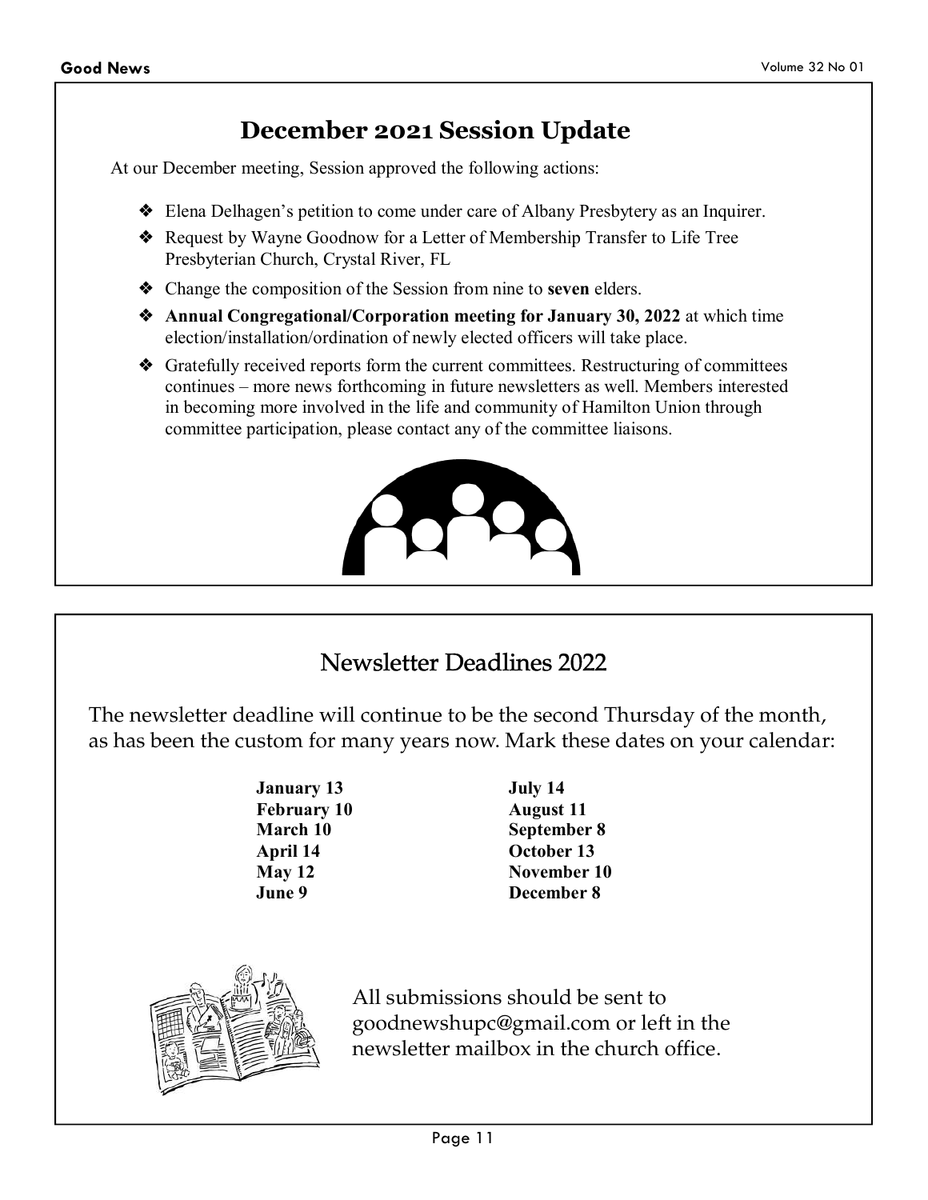## December 2021 Session Update

At our December meeting, Session approved the following actions:

- Elena Delhagen's petition to come under care of Albany Presbytery as an Inquirer.
- Request by Wayne Goodnow for a Letter of Membership Transfer to Life Tree Presbyterian Church, Crystal River, FL
- Change the composition of the Session from nine to **seven** elders.
- **Annual Congregational/Corporation meeting for January 30, 2022** at which time election/installation/ordination of newly elected officers will take place.
- Gratefully received reports form the current committees. Restructuring of committees continues – more news forthcoming in future newsletters as well. Members interested in becoming more involved in the life and community of Hamilton Union through committee participation, please contact any of the committee liaisons.

## Newsletter Deadlines 2022

The newsletter deadline will continue to be the second Thursday of the month, as has been the custom for many years now. Mark these dates on your calendar:

**January 13**
**February 10**
**March 10**
**April 14**
**May 12**
**June 9**
**July 14**
**August 11**
**September 8**
**October 13**
**November 10**
**December 8**

All submissions should be sent to goodnewshupc@gmail.com or left in the newsletter mailbox in the church office.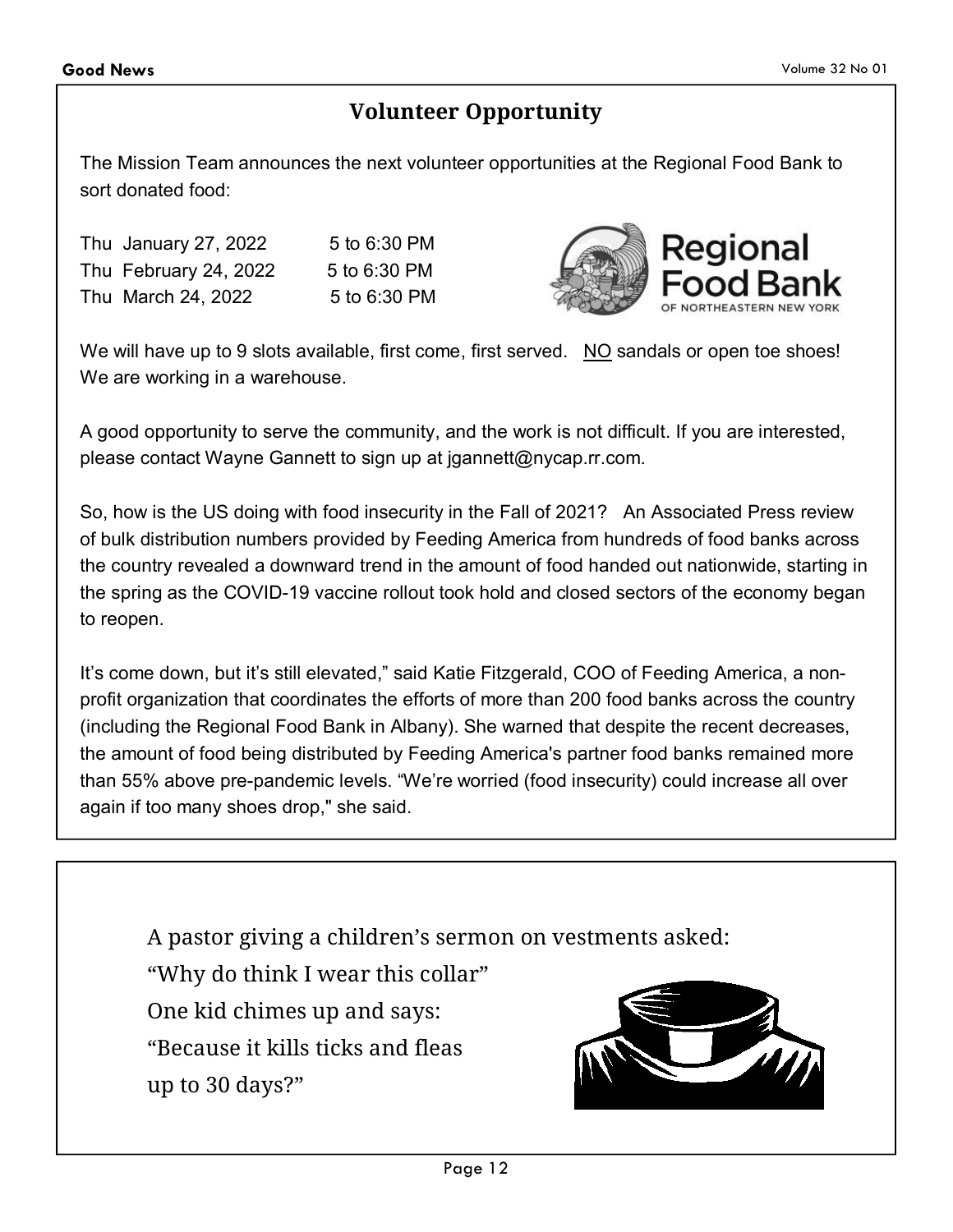## Volunteer Opportunity

The Mission Team announces the next volunteer opportunities at the Regional Food Bank to sort donated food:

Thu January 27, 2022 5 to 6:30 PM
Thu February 24, 2022 5 to 6:30 PM
Thu March 24, 2022 5 to 6:30 PM

We will have up to 9 slots available, first come, first served. NO sandals or open toe shoes! We are working in a warehouse.

A good opportunity to serve the community, and the work is not difficult. If you are interested, please contact Wayne Gannett to sign up at jgannett@nycap.rr.com.

So, how is the US doing with food insecurity in the Fall of 2021? An Associated Press review of bulk distribution numbers provided by Feeding America from hundreds of food banks across the country revealed a downward trend in the amount of food handed out nationwide, starting in the spring as the COVID-19 vaccine rollout took hold and closed sectors of the economy began to reopen.

It's come down, but it's still elevated," said Katie Fitzgerald, COO of Feeding America, a non-profit organization that coordinates the efforts of more than 200 food banks across the country (including the Regional Food Bank in Albany). She warned that despite the recent decreases, the amount of food being distributed by Feeding America's partner food banks remained more than 55% above pre-pandemic levels. "We're worried (food insecurity) could increase all over again if too many shoes drop," she said.

---

A pastor giving a children's sermon on vestments asked:
"Why do think I wear this collar"
One kid chimes up and says:
"Because it kills ticks and fleas
up to 30 days?"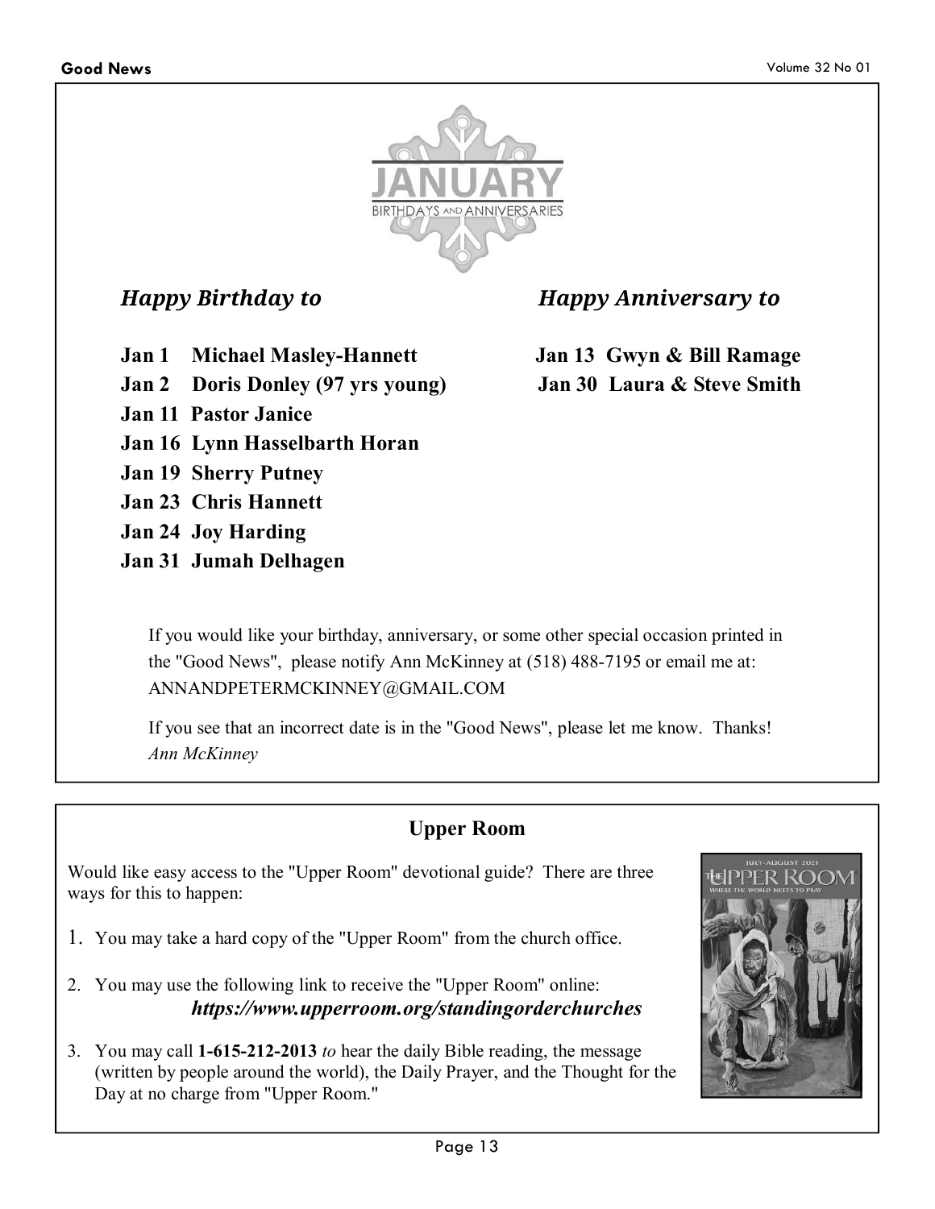# JANUARY

BIRTHDAYS AND ANNIVERSARIES

*Happy Birthday to*

**Jan 1 Michael Masley-Hannett**
**Jan 2 Doris Donley (97 yrs young)**
**Jan 11 Pastor Janice**
**Jan 16 Lynn Hasselbarth Horan**
**Jan 19 Sherry Putney**
**Jan 23 Chris Hannett**
**Jan 24 Joy Harding**
**Jan 31 Jumah Delhagen**

*Happy Anniversary to*

**Jan 13 Gwyn & Bill Ramage**
**Jan 30 Laura & Steve Smith**

If you would like your birthday, anniversary, or some other special occasion printed in the "Good News", please notify Ann McKinney at (518) 488-7195 or email me at: ANNANDPETERMCKINNEY@GMAIL.COM

If you see that an incorrect date is in the "Good News", please let me know. Thanks!
*Ann McKinney*

## Upper Room

Would like easy access to the "Upper Room" devotional guide? There are three ways for this to happen:

1. You may take a hard copy of the "Upper Room" from the church office.
2. You may use the following link to receive the "Upper Room" online:
   ***https://www.upperroom.org/standingorderchurches***
3. You may call **1-615-212-2013** *to* hear the daily Bible reading, the message (written by people around the world), the Daily Prayer, and the Thought for the Day at no charge from "Upper Room."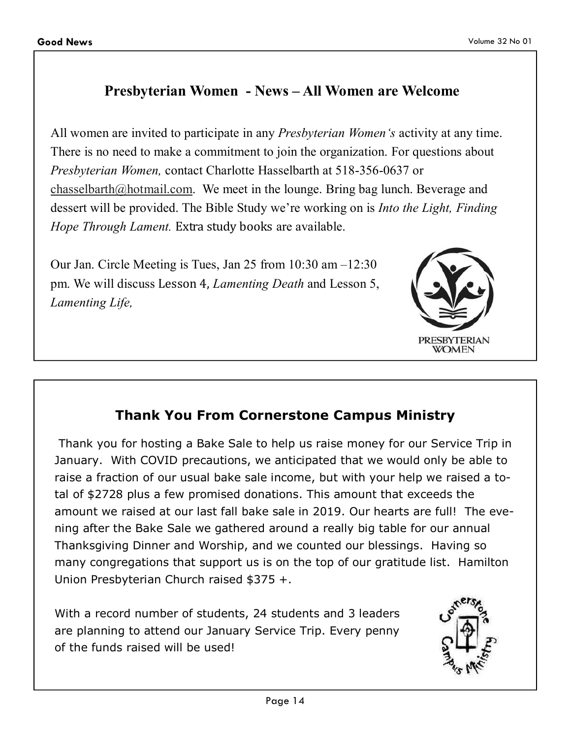## Presbyterian Women - News – All Women are Welcome

All women are invited to participate in any *Presbyterian Women's* activity at any time. There is no need to make a commitment to join the organization. For questions about *Presbyterian Women,* contact Charlotte Hasselbarth at 518-356-0637 or chasselbarth@hotmail.com. We meet in the lounge. Bring bag lunch. Beverage and dessert will be provided. The Bible Study we're working on is *Into the Light, Finding Hope Through Lament.* Extra study books are available.

Our Jan. Circle Meeting is Tues, Jan 25 from 10:30 am –12:30 pm. We will discuss Lesson 4, *Lamenting Death* and Lesson 5, *Lamenting Life,*

PRESBYTERIAN WOMEN

## Thank You From Cornerstone Campus Ministry

Thank you for hosting a Bake Sale to help us raise money for our Service Trip in January. With COVID precautions, we anticipated that we would only be able to raise a fraction of our usual bake sale income, but with your help we raised a total of $2728 plus a few promised donations. This amount that exceeds the amount we raised at our last fall bake sale in 2019. Our hearts are full! The evening after the Bake Sale we gathered around a really big table for our annual Thanksgiving Dinner and Worship, and we counted our blessings. Having so many congregations that support us is on the top of our gratitude list. Hamilton Union Presbyterian Church raised $375 +.

With a record number of students, 24 students and 3 leaders are planning to attend our January Service Trip. Every penny of the funds raised will be used!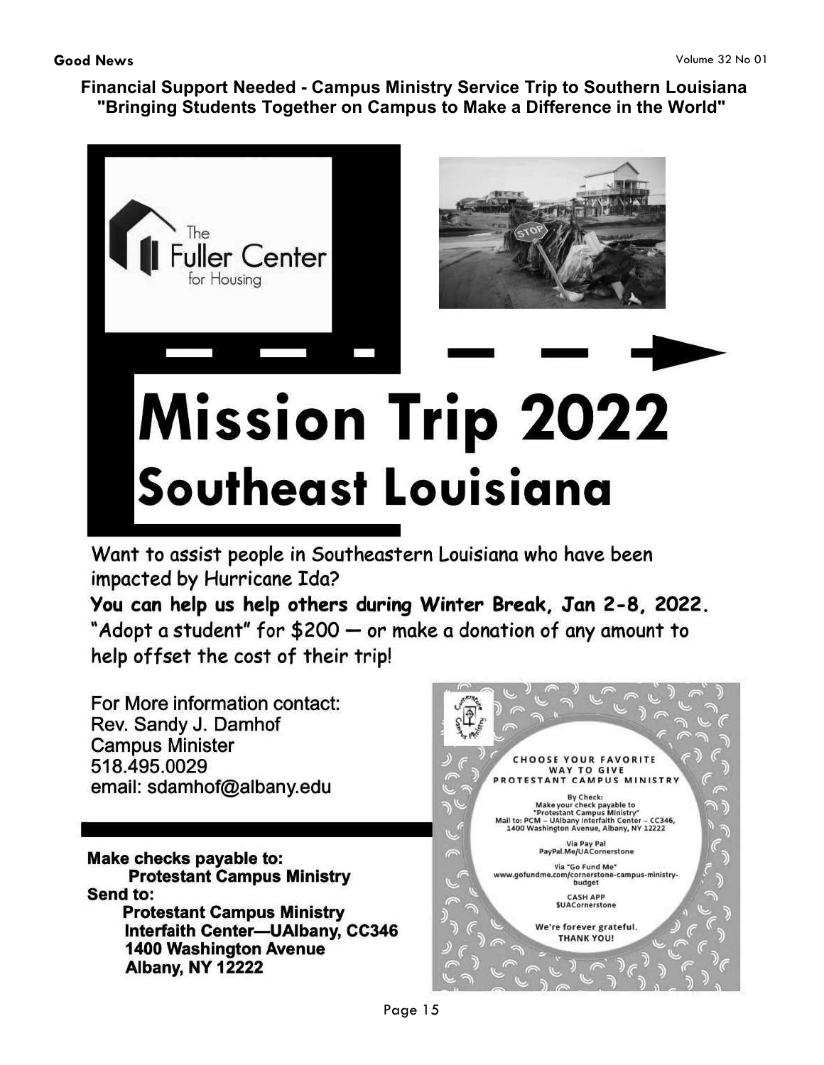## Financial Support Needed - Campus Ministry Service Trip to Southern Louisiana
## "Bringing Students Together on Campus to Make a Difference in the World"

The Fuller Center for Housing

# Mission Trip 2022
# Southeast Louisiana

Want to assist people in Southeastern Louisiana who have been impacted by Hurricane Ida?

**You can help us help others during Winter Break, Jan 2-8, 2022.**

"Adopt a student" for $200 — or make a donation of any amount to help offset the cost of their trip!

For More information contact:
Rev. Sandy J. Damhof
Campus Minister
518.495.0029
email: sdamhof@albany.edu

**Make checks payable to:**
**Protestant Campus Ministry**
**Send to:**
**Protestant Campus Ministry**
**Interfaith Center—UAlbany, CC346**
**1400 Washington Avenue**
**Albany, NY 12222**

Cornerstone Campus Ministry

**CHOOSE YOUR FAVORITE WAY TO GIVE**
**PROTESTANT CAMPUS MINISTRY**

By Check:
Make your check payable to "Protestant Campus Ministry"
Mail to: PCM – UAlbany Interfaith Center – CC346, 1400 Washington Avenue, Albany, NY 12222

Via Pay Pal
PayPal.Me/UACornerstone

Via "Go Fund Me"
www.gofundme.com/cornerstone-campus-ministry-budget

CASH APP
$UACornerstone

**We're forever grateful.**
**THANK YOU!**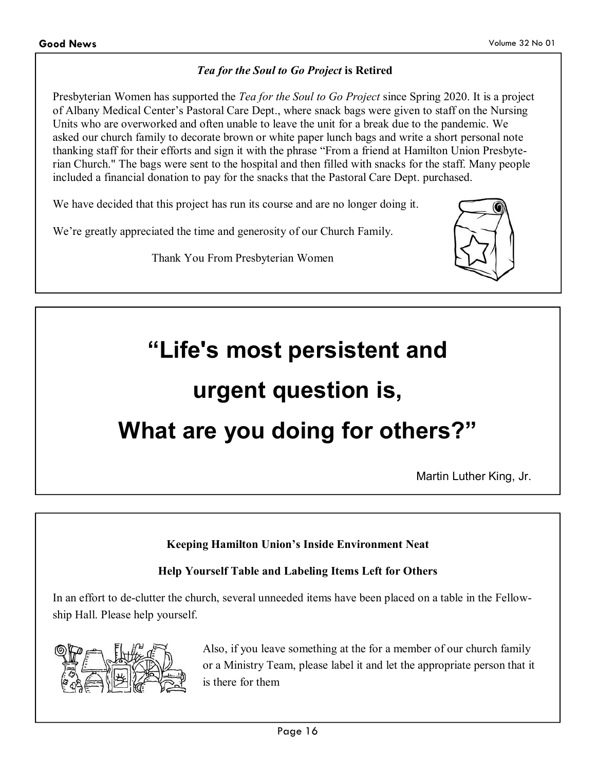### *Tea for the Soul to Go Project* is Retired

Presbyterian Women has supported the *Tea for the Soul to Go Project* since Spring 2020. It is a project of Albany Medical Center's Pastoral Care Dept., where snack bags were given to staff on the Nursing Units who are overworked and often unable to leave the unit for a break due to the pandemic. We asked our church family to decorate brown or white paper lunch bags and write a short personal note thanking staff for their efforts and sign it with the phrase "From a friend at Hamilton Union Presbyterian Church." The bags were sent to the hospital and then filled with snacks for the staff. Many people included a financial donation to pay for the snacks that the Pastoral Care Dept. purchased.

We have decided that this project has run its course and are no longer doing it.

We're greatly appreciated the time and generosity of our Church Family.

Thank You From Presbyterian Women

## "Life's most persistent and urgent question is, What are you doing for others?"

Martin Luther King, Jr.

### Keeping Hamilton Union's Inside Environment Neat

### Help Yourself Table and Labeling Items Left for Others

In an effort to de-clutter the church, several unneeded items have been placed on a table in the Fellowship Hall. Please help yourself.

Also, if you leave something at the for a member of our church family or a Ministry Team, please label it and let the appropriate person that it is there for them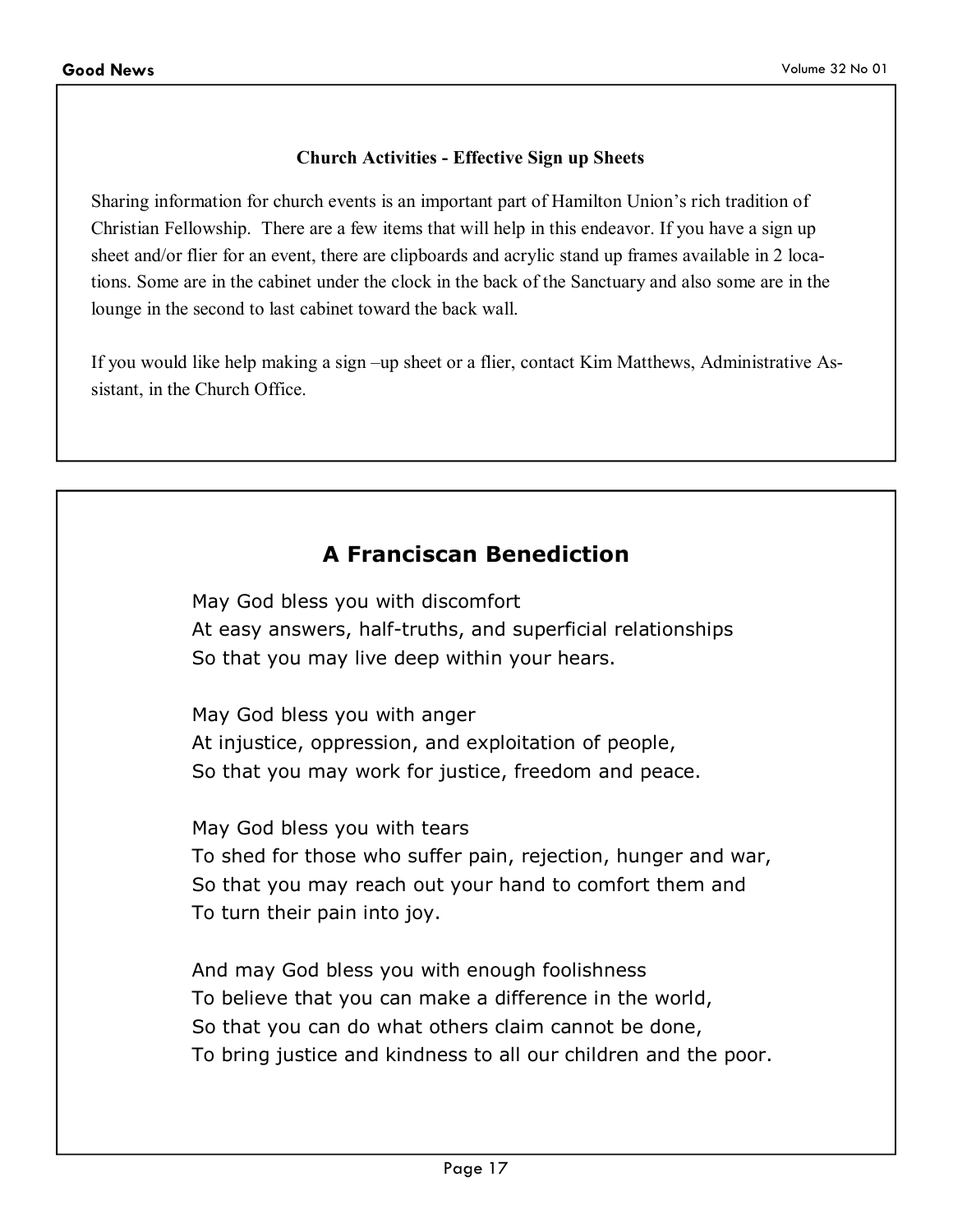### Church Activities - Effective Sign up Sheets

Sharing information for church events is an important part of Hamilton Union's rich tradition of Christian Fellowship. There are a few items that will help in this endeavor. If you have a sign up sheet and/or flier for an event, there are clipboards and acrylic stand up frames available in 2 locations. Some are in the cabinet under the clock in the back of the Sanctuary and also some are in the lounge in the second to last cabinet toward the back wall.

If you would like help making a sign –up sheet or a flier, contact Kim Matthews, Administrative Assistant, in the Church Office.

## A Franciscan Benediction

May God bless you with discomfort
At easy answers, half-truths, and superficial relationships
So that you may live deep within your hears.

May God bless you with anger
At injustice, oppression, and exploitation of people,
So that you may work for justice, freedom and peace.

May God bless you with tears
To shed for those who suffer pain, rejection, hunger and war,
So that you may reach out your hand to comfort them and
To turn their pain into joy.

And may God bless you with enough foolishness
To believe that you can make a difference in the world,
So that you can do what others claim cannot be done,
To bring justice and kindness to all our children and the poor.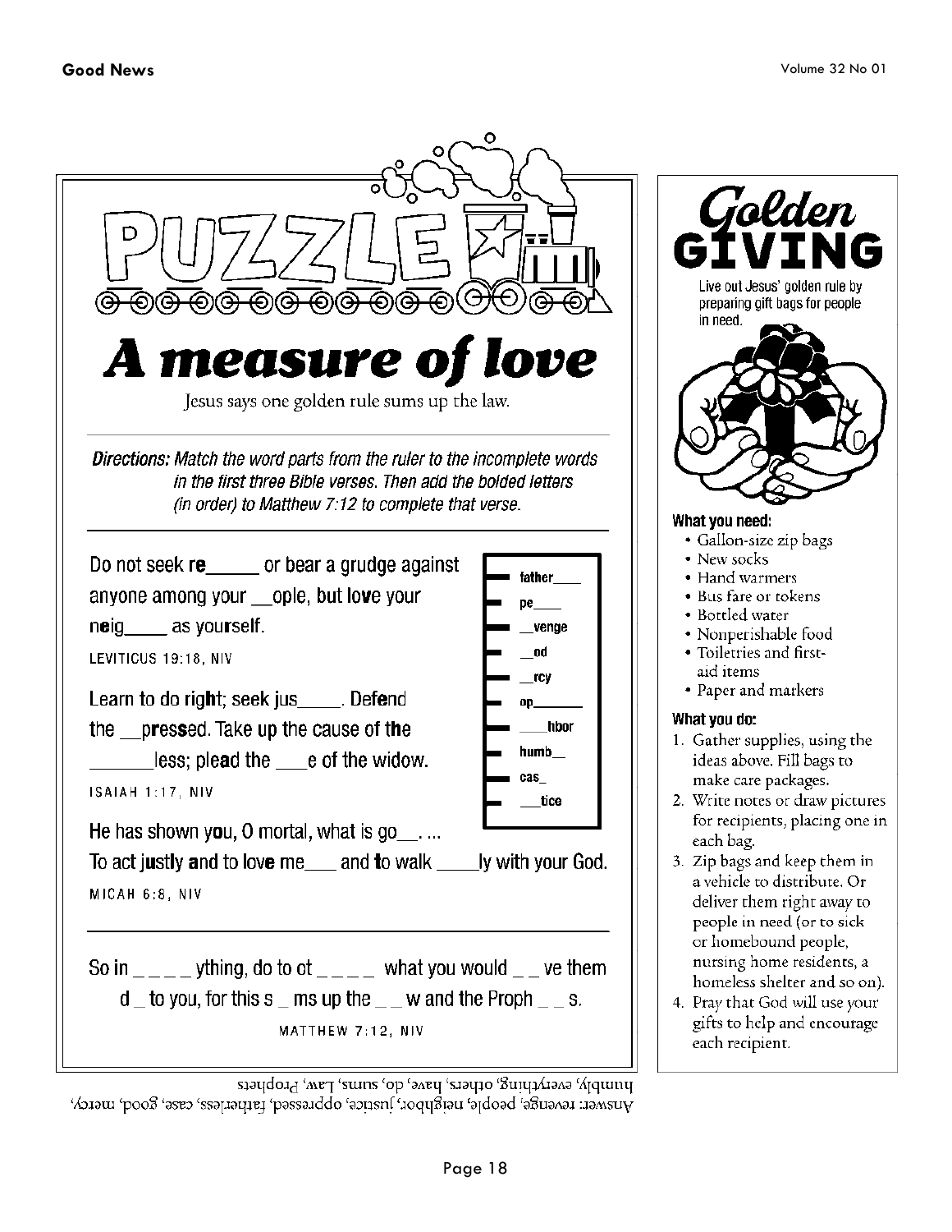# PUZZLE

## A measure of love

Jesus says one golden rule sums up the law.

*Directions: Match the word parts from the ruler to the incomplete words in the first three Bible verses. Then add the bolded letters (in order) to Matthew 7:12 to complete that verse.*

---

Do not seek **re**_____ or bear a grudge against anyone among your __ople, but lo**ve** your n**e**ig____ as you**r**self.

LEVITICUS 19:18, NIV

Learn to do rig**h**t; seek jus____. Def**e**nd the __press**ed**. Take up the cause of **the** ______less; plea**d** the ___e of the widow.

ISAIAH 1:17, NIV

He has shown y**ou**, O mortal, what is go__. ...
To act ju**s**tly **a**nd to love me___ and **t**o walk ____ly with your God.

MICAH 6:8, NIV

- father____
- pe____
- __venge
- __od
- __rcy
- op______
- ____hbor
- humb__
- cas_
- ___tice

---

So in _ _ _ _ ything, do to ot _ _ _ _ what you would _ _ ve them d _ to you, for this s _ ms up the _ _ w and the Proph _ _ s.

MATTHEW 7:12, NIV

Answer: revenge, people, neighbor, justice, oppressed, fatherless, case, good, mercy, humbly, everything, others, have, do, sums, Law, Prophets

# Golden GIVING

Live out Jesus' golden rule by preparing gift bags for people in need.

**What you need:**

- Gallon-size zip bags
- New socks
- Hand warmers
- Bus fare or tokens
- Bottled water
- Nonperishable food
- Toiletries and first-aid items
- Paper and markers

**What you do:**

1. Gather supplies, using the ideas above. Fill bags to make care packages.
2. Write notes or draw pictures for recipients, placing one in each bag.
3. Zip bags and keep them in a vehicle to distribute. Or deliver them right away to people in need (or to sick or homebound people, nursing home residents, a homeless shelter and so on).
4. Pray that God will use your gifts to help and encourage each recipient.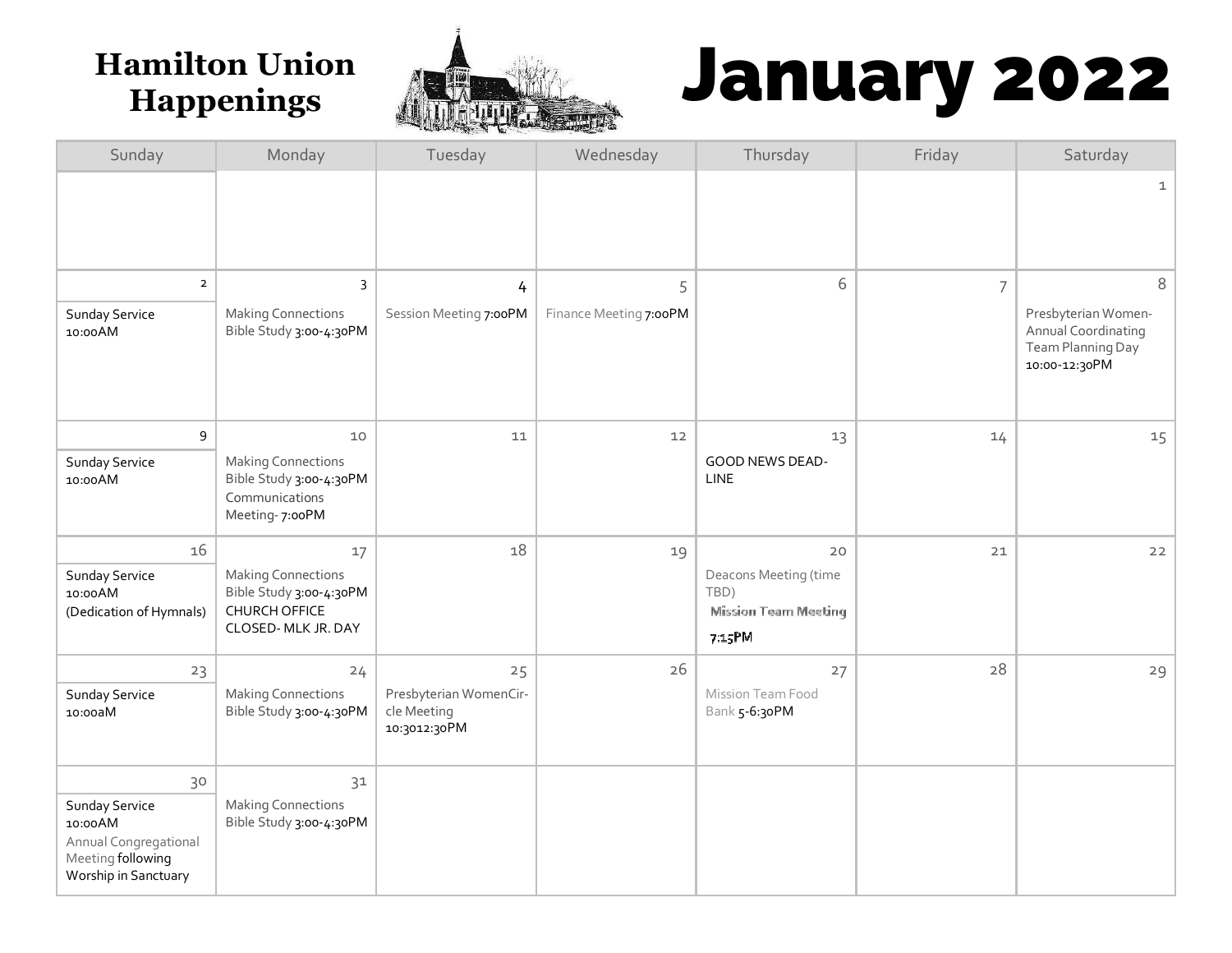# Hamilton Union Happenings

# January 2022

| Sunday | Monday | Tuesday | Wednesday | Thursday | Friday | Saturday |
|---|---|---|---|---|---|---|
| | | | | | | 1 |
| 2<br>Sunday Service 10:00AM | 3<br>Making Connections Bible Study 3:00-4:30PM | 4<br>Session Meeting 7:00PM | 5<br>Finance Meeting 7:00PM | 6 | 7 | 8<br>Presbyterian Women- Annual Coordinating Team Planning Day 10:00-12:30PM |
| 9<br>Sunday Service 10:00AM | 10<br>Making Connections Bible Study 3:00-4:30PM<br>Communications Meeting- 7:00PM | 11 | 12 | 13<br>GOOD NEWS DEAD-LINE | 14 | 15 |
| 16<br>Sunday Service 10:00AM (Dedication of Hymnals) | 17<br>Making Connections Bible Study 3:00-4:30PM<br>CHURCH OFFICE CLOSED- MLK JR. DAY | 18 | 19 | 20<br>Deacons Meeting (time TBD)<br>Mission Team Meeting 7:15PM | 21 | 22 |
| 23<br>Sunday Service 10:00aM | 24<br>Making Connections Bible Study 3:00-4:30PM | 25<br>Presbyterian WomenCir-cle Meeting 10:3012:30PM | 26 | 27<br>Mission Team Food Bank 5-6:30PM | 28 | 29 |
| 30<br>Sunday Service 10:00AM<br>Annual Congregational Meeting following Worship in Sanctuary | 31<br>Making Connections Bible Study 3:00-4:30PM | | | | | |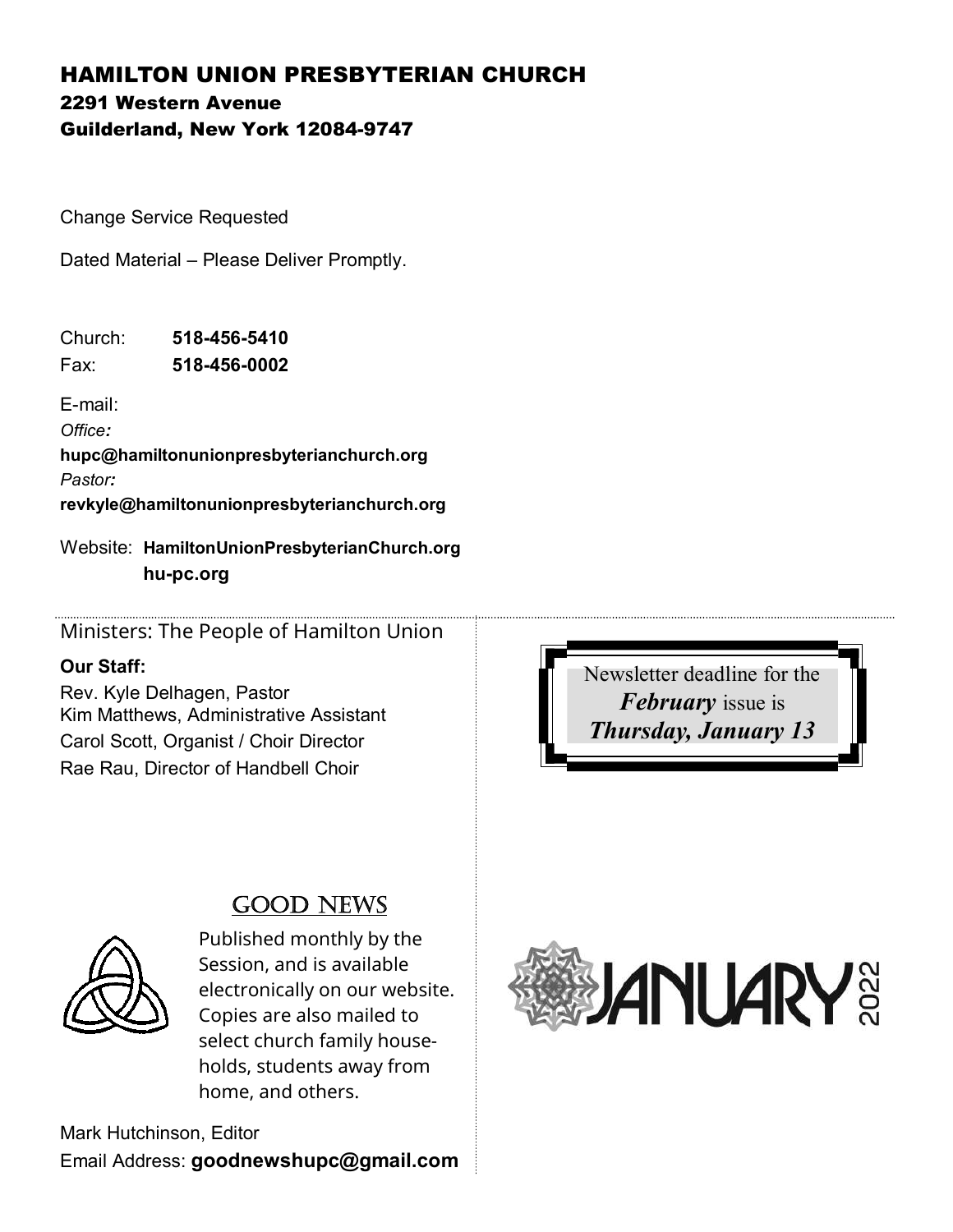## HAMILTON UNION PRESBYTERIAN CHURCH

**2291 Western Avenue**
**Guilderland, New York 12084-9747**

Change Service Requested

Dated Material – Please Deliver Promptly.

Church: **518-456-5410**
Fax: **518-456-0002**

E-mail:
*Office:*
**hupc@hamiltonunionpresbyterianchurch.org**
*Pastor:*
**revkyle@hamiltonunionpresbyterianchurch.org**

Website: **HamiltonUnionPresbyterianChurch.org**
**hu-pc.org**

Ministers: The People of Hamilton Union

**Our Staff:**
Rev. Kyle Delhagen, Pastor
Kim Matthews, Administrative Assistant
Carol Scott, Organist / Choir Director
Rae Rau, Director of Handbell Choir

Newsletter deadline for the ***February*** issue is ***Thursday, January 13***

## GOOD NEWS

Published monthly by the Session, and is available electronically on our website. Copies are also mailed to select church family households, students away from home, and others.

Mark Hutchinson, Editor
Email Address: **goodnewshupc@gmail.com**

JANUARY 2022